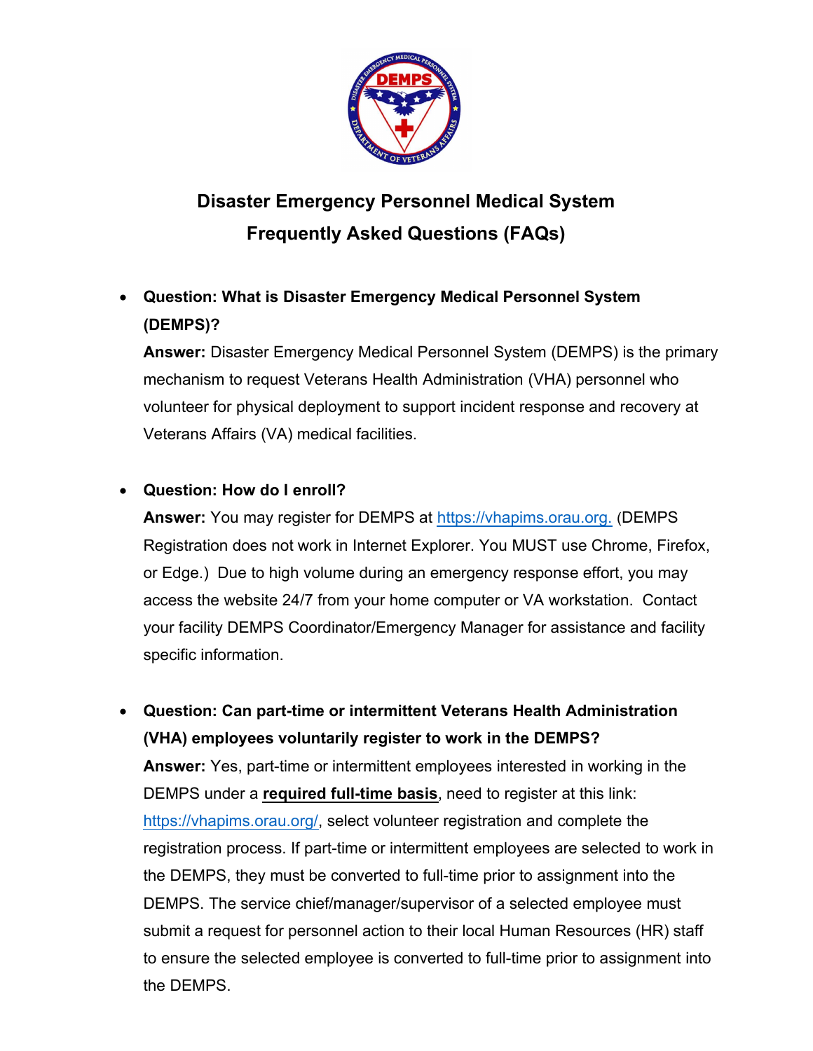# Disaster Emergency Personnel Medical System
# Frequently Asked Questions (FAQs)

- **Question: What is Disaster Emergency Medical Personnel System (DEMPS)?**
  **Answer:** Disaster Emergency Medical Personnel System (DEMPS) is the primary mechanism to request Veterans Health Administration (VHA) personnel who volunteer for physical deployment to support incident response and recovery at Veterans Affairs (VA) medical facilities.

- **Question: How do I enroll?**
  **Answer:** You may register for DEMPS at https://vhapims.orau.org. (DEMPS Registration does not work in Internet Explorer. You MUST use Chrome, Firefox, or Edge.) Due to high volume during an emergency response effort, you may access the website 24/7 from your home computer or VA workstation. Contact your facility DEMPS Coordinator/Emergency Manager for assistance and facility specific information.

- **Question: Can part-time or intermittent Veterans Health Administration (VHA) employees voluntarily register to work in the DEMPS?**
  **Answer:** Yes, part-time or intermittent employees interested in working in the DEMPS under a **required full-time basis**, need to register at this link: https://vhapims.orau.org/, select volunteer registration and complete the registration process. If part-time or intermittent employees are selected to work in the DEMPS, they must be converted to full-time prior to assignment into the DEMPS. The service chief/manager/supervisor of a selected employee must submit a request for personnel action to their local Human Resources (HR) staff to ensure the selected employee is converted to full-time prior to assignment into the DEMPS.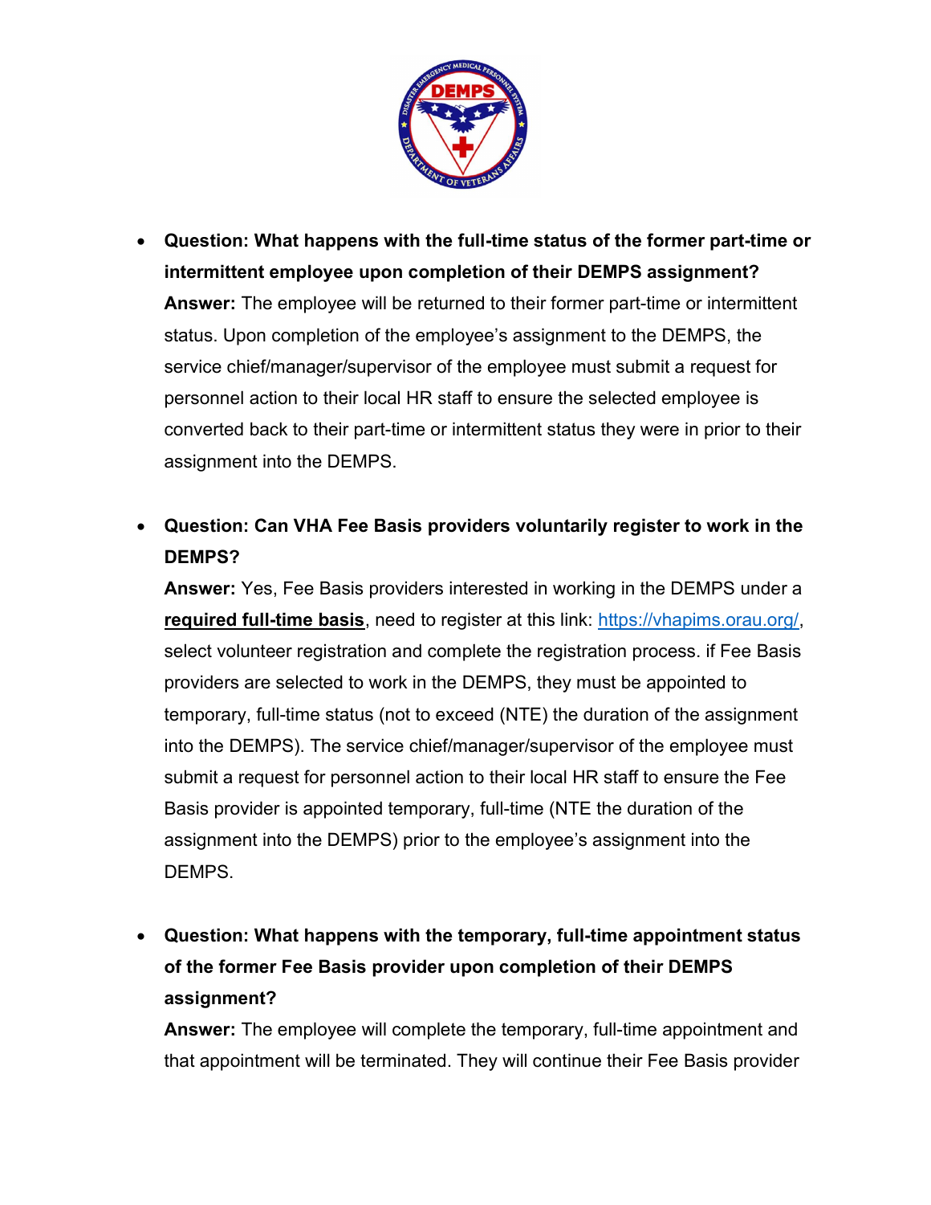- **Question: What happens with the full-time status of the former part-time or intermittent employee upon completion of their DEMPS assignment?**
  **Answer:** The employee will be returned to their former part-time or intermittent status. Upon completion of the employee's assignment to the DEMPS, the service chief/manager/supervisor of the employee must submit a request for personnel action to their local HR staff to ensure the selected employee is converted back to their part-time or intermittent status they were in prior to their assignment into the DEMPS.

- **Question: Can VHA Fee Basis providers voluntarily register to work in the DEMPS?**
  **Answer:** Yes, Fee Basis providers interested in working in the DEMPS under a **required full-time basis**, need to register at this link: https://vhapims.orau.org/, select volunteer registration and complete the registration process. if Fee Basis providers are selected to work in the DEMPS, they must be appointed to temporary, full-time status (not to exceed (NTE) the duration of the assignment into the DEMPS). The service chief/manager/supervisor of the employee must submit a request for personnel action to their local HR staff to ensure the Fee Basis provider is appointed temporary, full-time (NTE the duration of the assignment into the DEMPS) prior to the employee's assignment into the DEMPS.

- **Question: What happens with the temporary, full-time appointment status of the former Fee Basis provider upon completion of their DEMPS assignment?**
  **Answer:** The employee will complete the temporary, full-time appointment and that appointment will be terminated. They will continue their Fee Basis provider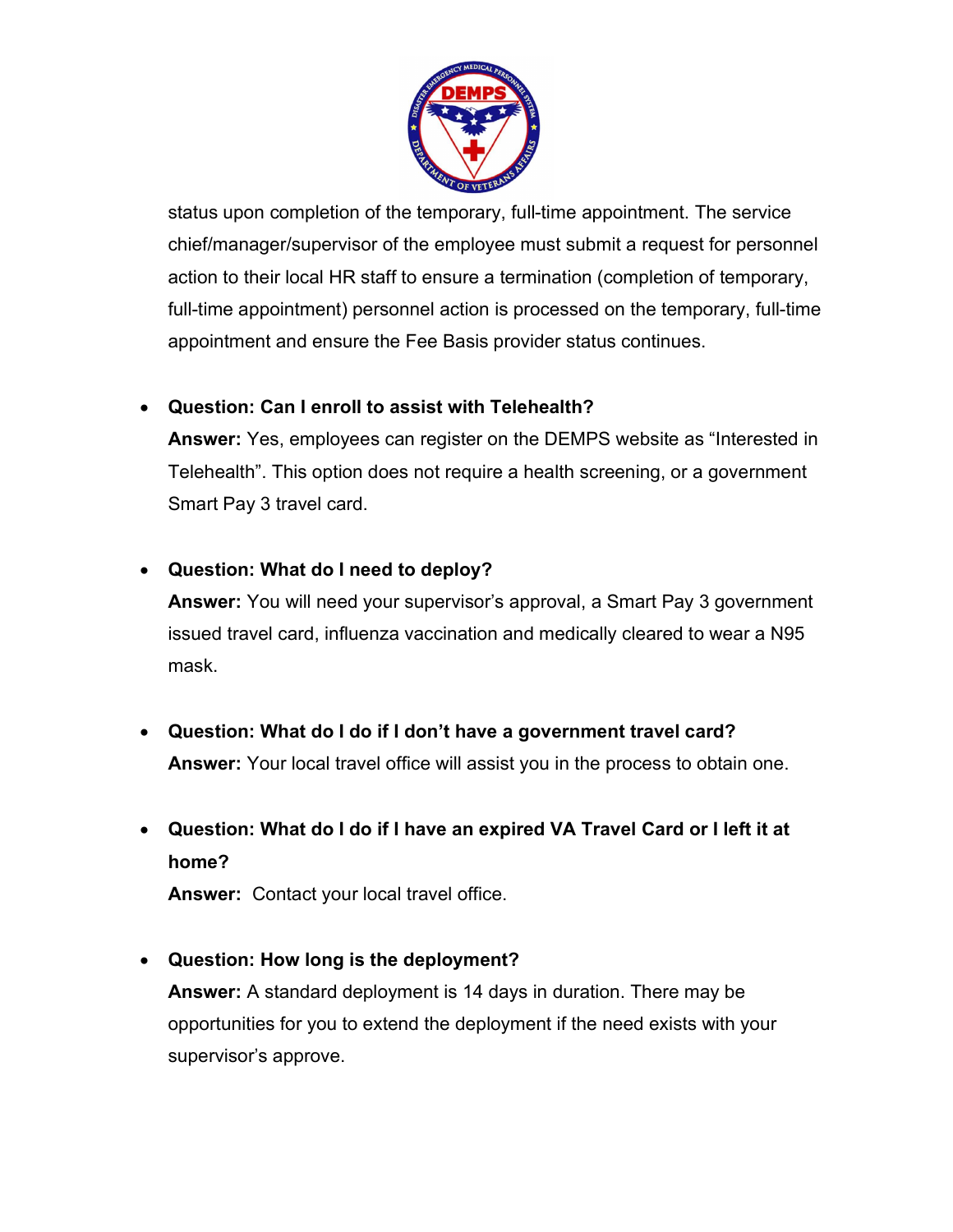status upon completion of the temporary, full-time appointment. The service chief/manager/supervisor of the employee must submit a request for personnel action to their local HR staff to ensure a termination (completion of temporary, full-time appointment) personnel action is processed on the temporary, full-time appointment and ensure the Fee Basis provider status continues.

- **Question: Can I enroll to assist with Telehealth?**
  **Answer:** Yes, employees can register on the DEMPS website as "Interested in Telehealth". This option does not require a health screening, or a government Smart Pay 3 travel card.

- **Question: What do I need to deploy?**
  **Answer:** You will need your supervisor's approval, a Smart Pay 3 government issued travel card, influenza vaccination and medically cleared to wear a N95 mask.

- **Question: What do I do if I don't have a government travel card?**
  **Answer:** Your local travel office will assist you in the process to obtain one.

- **Question: What do I do if I have an expired VA Travel Card or I left it at home?**
  **Answer:** Contact your local travel office.

- **Question: How long is the deployment?**
  **Answer:** A standard deployment is 14 days in duration. There may be opportunities for you to extend the deployment if the need exists with your supervisor's approve.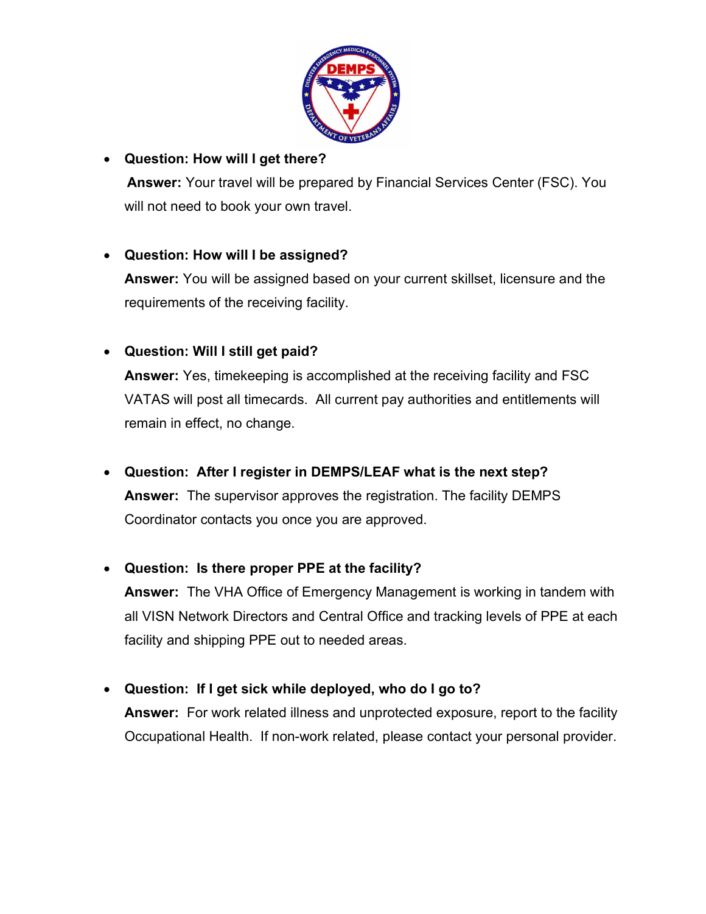- **Question: How will I get there?**
  **Answer:** Your travel will be prepared by Financial Services Center (FSC). You will not need to book your own travel.

- **Question: How will I be assigned?**
  **Answer:** You will be assigned based on your current skillset, licensure and the requirements of the receiving facility.

- **Question: Will I still get paid?**
  **Answer:** Yes, timekeeping is accomplished at the receiving facility and FSC VATAS will post all timecards. All current pay authorities and entitlements will remain in effect, no change.

- **Question: After I register in DEMPS/LEAF what is the next step?**
  **Answer:** The supervisor approves the registration. The facility DEMPS Coordinator contacts you once you are approved.

- **Question: Is there proper PPE at the facility?**
  **Answer:** The VHA Office of Emergency Management is working in tandem with all VISN Network Directors and Central Office and tracking levels of PPE at each facility and shipping PPE out to needed areas.

- **Question: If I get sick while deployed, who do I go to?**
  **Answer:** For work related illness and unprotected exposure, report to the facility Occupational Health. If non-work related, please contact your personal provider.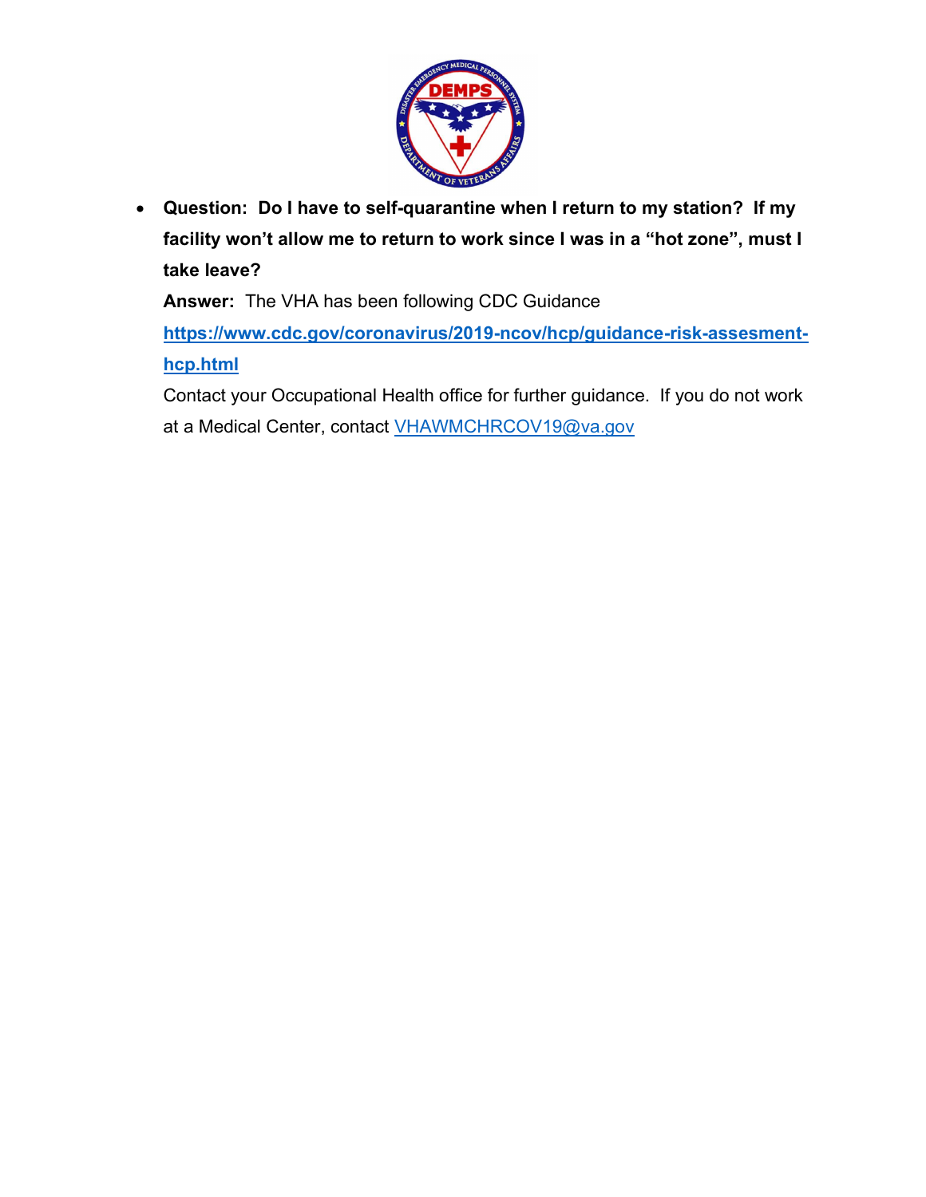- **Question: Do I have to self-quarantine when I return to my station? If my facility won't allow me to return to work since I was in a "hot zone", must I take leave?**

  **Answer:** The VHA has been following CDC Guidance **https://www.cdc.gov/coronavirus/2019-ncov/hcp/guidance-risk-assesment-hcp.html**

  Contact your Occupational Health office for further guidance. If you do not work at a Medical Center, contact VHAWMCHRCOV19@va.gov